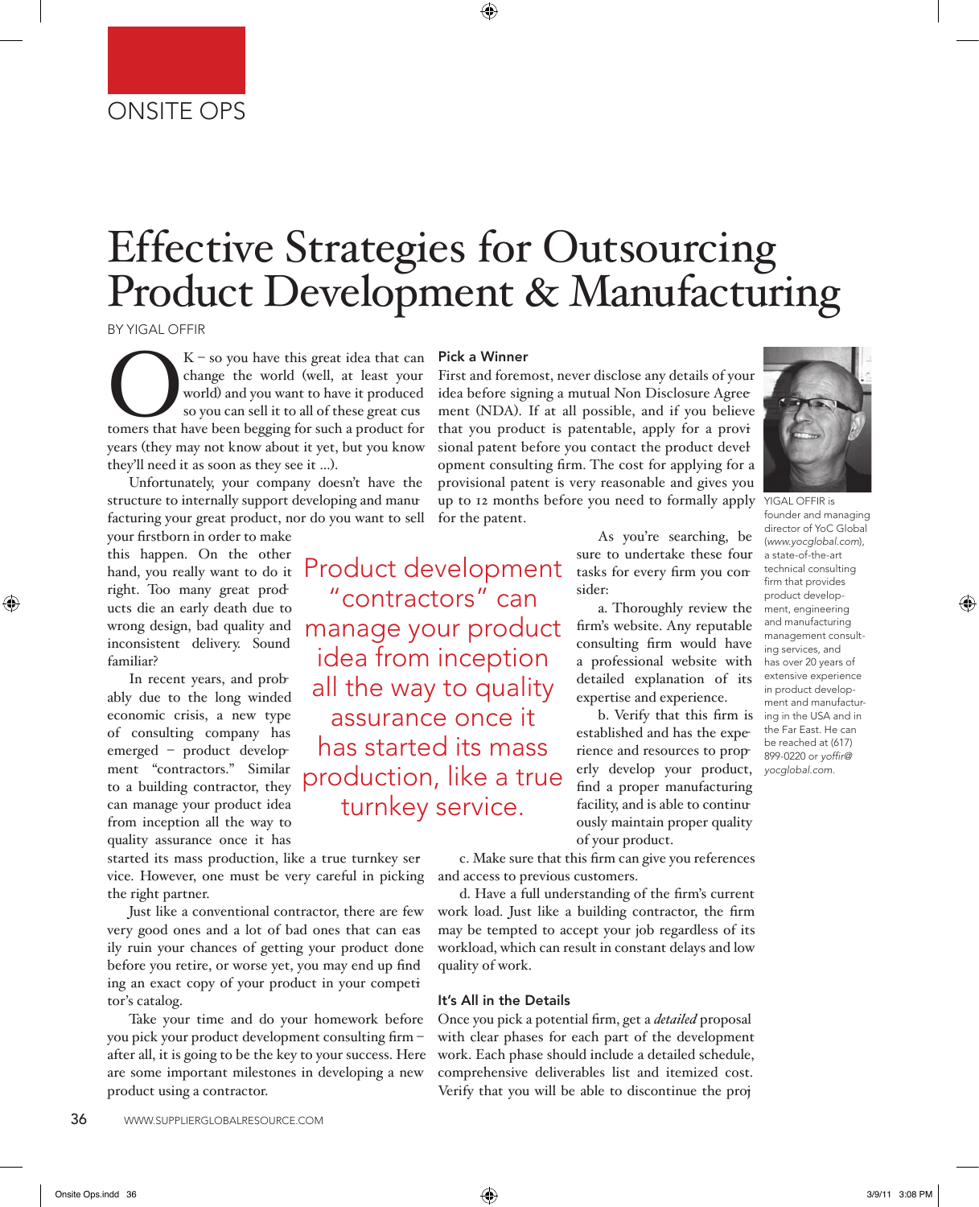ONSITE OPS

# Effective Strategies for Outsourcing Product Development & Manufacturing

BY YIGAL OFFIR

OK – so you have this great idea that can change the world (well, at least your world) and you want to have it produced so you can sell it to all of these great customers that have been begging for such a product for years (they may not know about it yet, but you know they'll need it as soon as they see it ...).

Unfortunately, your company doesn't have the structure to internally support developing and manufacturing your great product, nor do you want to sell your firstborn in order to make this happen. On the other hand, you really want to do it right. Too many great products die an early death due to wrong design, bad quality and inconsistent delivery. Sound familiar?

In recent years, and probably due to the long winded economic crisis, a new type of consulting company has emerged – product development "contractors." Similar to a building contractor, they can manage your product idea from inception all the way to quality assurance once it has started its mass production, like a true turnkey service. However, one must be very careful in picking the right partner.

Just like a conventional contractor, there are few very good ones and a lot of bad ones that can easily ruin your chances of getting your product done before you retire, or worse yet, you may end up finding an exact copy of your product in your competitor's catalog.

Take your time and do your homework before you pick your product development consulting firm – after all, it is going to be the key to your success. Here are some important milestones in developing a new product using a contractor.

> Product development "contractors" can manage your product idea from inception all the way to quality assurance once it has started its mass production, like a true turnkey service.

## Pick a Winner

First and foremost, never disclose any details of your idea before signing a mutual Non Disclosure Agreement (NDA). If at all possible, and if you believe that you product is patentable, apply for a provisional patent before you contact the product development consulting firm. The cost for applying for a provisional patent is very reasonable and gives you up to 12 months before you need to formally apply for the patent.

As you're searching, be sure to undertake these four tasks for every firm you consider:

a. Thoroughly review the firm's website. Any reputable consulting firm would have a professional website with detailed explanation of its expertise and experience.

b. Verify that this firm is established and has the experience and resources to properly develop your product, find a proper manufacturing facility, and is able to continuously maintain proper quality of your product.

c. Make sure that this firm can give you references and access to previous customers.

d. Have a full understanding of the firm's current work load. Just like a building contractor, the firm may be tempted to accept your job regardless of its workload, which can result in constant delays and low quality of work.

## It's All in the Details

Once you pick a potential firm, get a *detailed* proposal with clear phases for each part of the development work. Each phase should include a detailed schedule, comprehensive deliverables list and itemized cost. Verify that you will be able to discontinue the proj

YIGAL OFFIR is founder and managing director of YoC Global (*www.yocglobal.com*), a state-of-the-art technical consulting firm that provides product development, engineering and manufacturing management consulting services, and has over 20 years of extensive experience in product development and manufacturing in the USA and in the Far East. He can be reached at (617) 899-0220 or *yoffir@yocglobal.com*.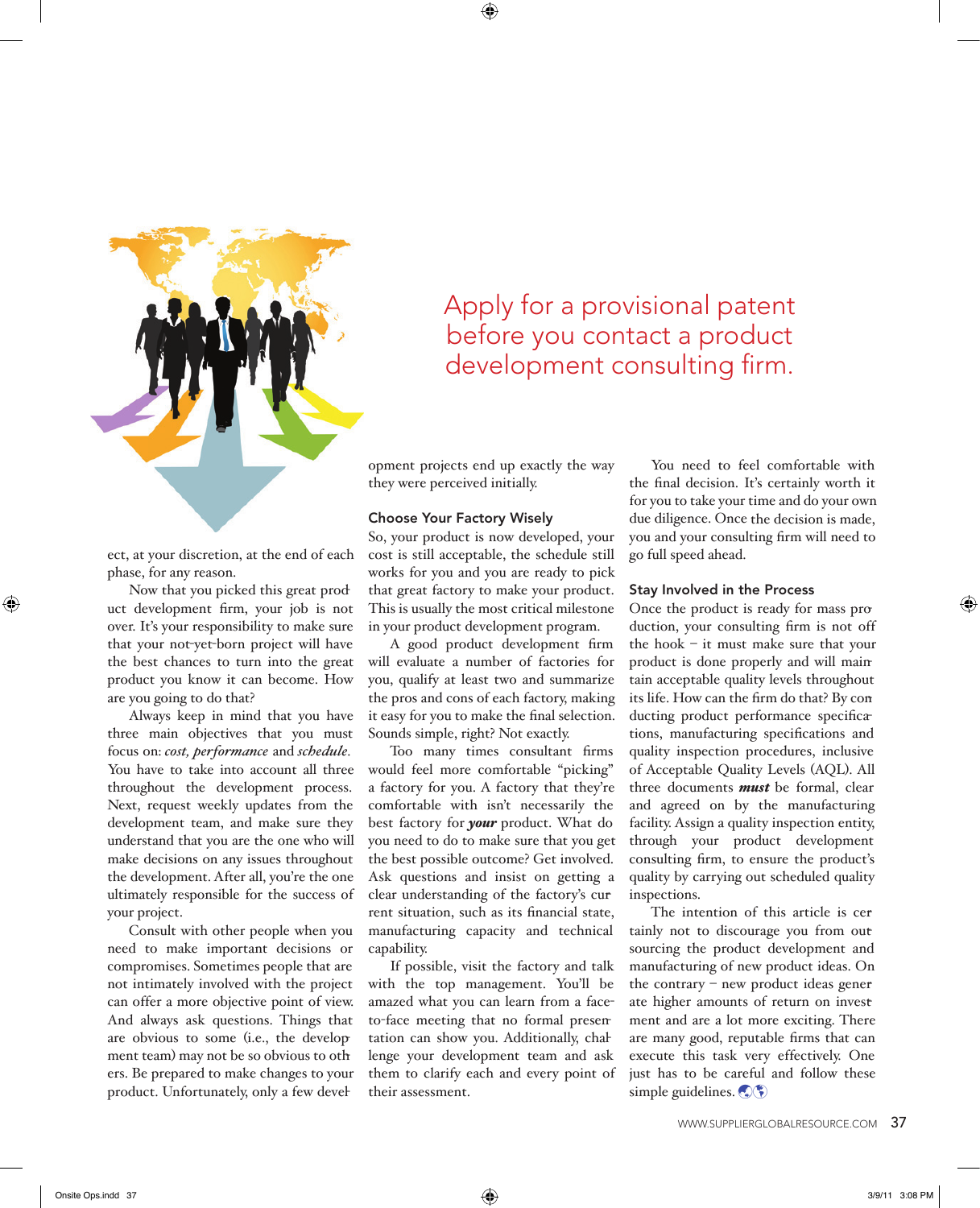Apply for a provisional patent before you contact a product development consulting firm.

ect, at your discretion, at the end of each phase, for any reason.

Now that you picked this great product development firm, your job is not over. It's your responsibility to make sure that your not-yet-born project will have the best chances to turn into the great product you know it can become. How are you going to do that?

Always keep in mind that you have three main objectives that you must focus on: *cost, performance* and *schedule*. You have to take into account all three throughout the development process. Next, request weekly updates from the development team, and make sure they understand that you are the one who will make decisions on any issues throughout the development. After all, you're the one ultimately responsible for the success of your project.

Consult with other people when you need to make important decisions or compromises. Sometimes people that are not intimately involved with the project can offer a more objective point of view. And always ask questions. Things that are obvious to some (i.e., the development team) may not be so obvious to others. Be prepared to make changes to your product. Unfortunately, only a few development projects end up exactly the way they were perceived initially.

## Choose Your Factory Wisely

So, your product is now developed, your cost is still acceptable, the schedule still works for you and you are ready to pick that great factory to make your product. This is usually the most critical milestone in your product development program.

A good product development firm will evaluate a number of factories for you, qualify at least two and summarize the pros and cons of each factory, making it easy for you to make the final selection. Sounds simple, right? Not exactly.

Too many times consultant firms would feel more comfortable "picking" a factory for you. A factory that they're comfortable with isn't necessarily the best factory for ***your*** product. What do you need to do to make sure that you get the best possible outcome? Get involved. Ask questions and insist on getting a clear understanding of the factory's current situation, such as its financial state, manufacturing capacity and technical capability.

If possible, visit the factory and talk with the top management. You'll be amazed what you can learn from a face-to-face meeting that no formal presentation can show you. Additionally, challenge your development team and ask them to clarify each and every point of their assessment.

You need to feel comfortable with the final decision. It's certainly worth it for you to take your time and do your own due diligence. Once the decision is made, you and your consulting firm will need to go full speed ahead.

## Stay Involved in the Process

Once the product is ready for mass production, your consulting firm is not off the hook – it must make sure that your product is done properly and will maintain acceptable quality levels throughout its life. How can the firm do that? By conducting product performance specifications, manufacturing specifications and quality inspection procedures, inclusive of Acceptable Quality Levels (AQL). All three documents ***must*** be formal, clear and agreed on by the manufacturing facility. Assign a quality inspection entity, through your product development consulting firm, to ensure the product's quality by carrying out scheduled quality inspections.

The intention of this article is certainly not to discourage you from outsourcing the product development and manufacturing of new product ideas. On the contrary – new product ideas generate higher amounts of return on investment and are a lot more exciting. There are many good, reputable firms that can execute this task very effectively. One just has to be careful and follow these simple guidelines.